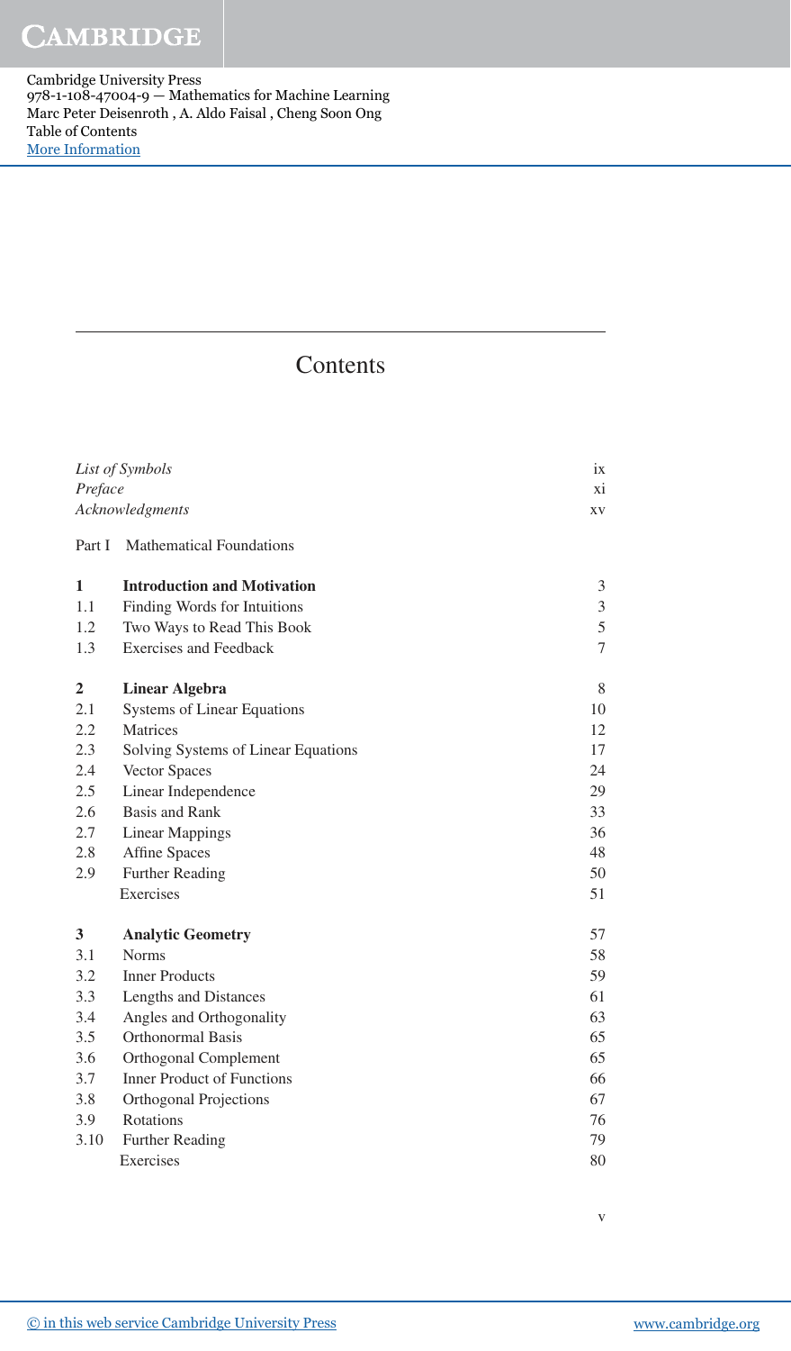# Contents

| | | |
|---|---|---|
| *List of Symbols* | | ix |
| *Preface* | | xi |
| *Acknowledgments* | | xv |

Part I Mathematical Foundations

| | | |
|---|---|---|
| **1** | **Introduction and Motivation** | 3 |
| 1.1 | Finding Words for Intuitions | 3 |
| 1.2 | Two Ways to Read This Book | 5 |
| 1.3 | Exercises and Feedback | 7 |
| **2** | **Linear Algebra** | 8 |
| 2.1 | Systems of Linear Equations | 10 |
| 2.2 | Matrices | 12 |
| 2.3 | Solving Systems of Linear Equations | 17 |
| 2.4 | Vector Spaces | 24 |
| 2.5 | Linear Independence | 29 |
| 2.6 | Basis and Rank | 33 |
| 2.7 | Linear Mappings | 36 |
| 2.8 | Affine Spaces | 48 |
| 2.9 | Further Reading | 50 |
| | Exercises | 51 |
| **3** | **Analytic Geometry** | 57 |
| 3.1 | Norms | 58 |
| 3.2 | Inner Products | 59 |
| 3.3 | Lengths and Distances | 61 |
| 3.4 | Angles and Orthogonality | 63 |
| 3.5 | Orthonormal Basis | 65 |
| 3.6 | Orthogonal Complement | 65 |
| 3.7 | Inner Product of Functions | 66 |
| 3.8 | Orthogonal Projections | 67 |
| 3.9 | Rotations | 76 |
| 3.10 | Further Reading | 79 |
| | Exercises | 80 |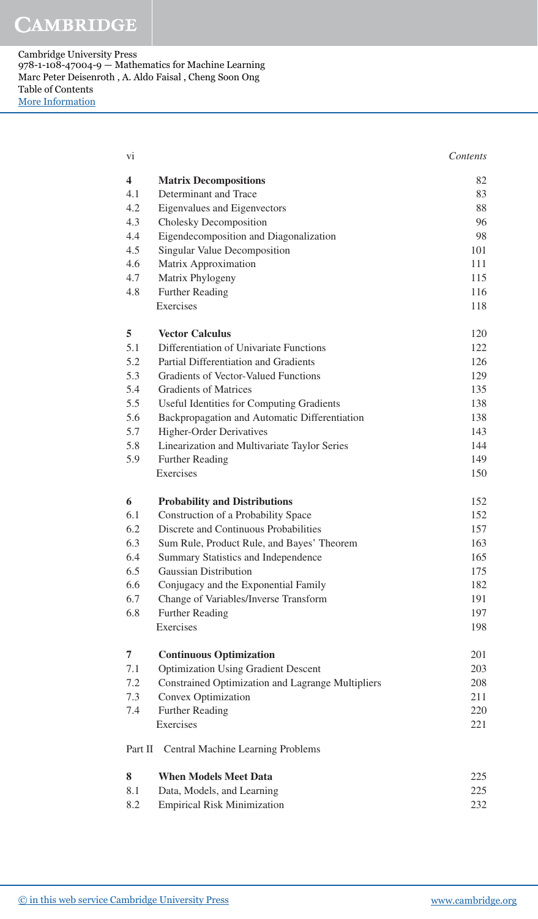| | | |
|---|---|---|
| **4** | **Matrix Decompositions** | 82 |
| 4.1 | Determinant and Trace | 83 |
| 4.2 | Eigenvalues and Eigenvectors | 88 |
| 4.3 | Cholesky Decomposition | 96 |
| 4.4 | Eigendecomposition and Diagonalization | 98 |
| 4.5 | Singular Value Decomposition | 101 |
| 4.6 | Matrix Approximation | 111 |
| 4.7 | Matrix Phylogeny | 115 |
| 4.8 | Further Reading | 116 |
| | Exercises | 118 |
| **5** | **Vector Calculus** | 120 |
| 5.1 | Differentiation of Univariate Functions | 122 |
| 5.2 | Partial Differentiation and Gradients | 126 |
| 5.3 | Gradients of Vector-Valued Functions | 129 |
| 5.4 | Gradients of Matrices | 135 |
| 5.5 | Useful Identities for Computing Gradients | 138 |
| 5.6 | Backpropagation and Automatic Differentiation | 138 |
| 5.7 | Higher-Order Derivatives | 143 |
| 5.8 | Linearization and Multivariate Taylor Series | 144 |
| 5.9 | Further Reading | 149 |
| | Exercises | 150 |
| **6** | **Probability and Distributions** | 152 |
| 6.1 | Construction of a Probability Space | 152 |
| 6.2 | Discrete and Continuous Probabilities | 157 |
| 6.3 | Sum Rule, Product Rule, and Bayes' Theorem | 163 |
| 6.4 | Summary Statistics and Independence | 165 |
| 6.5 | Gaussian Distribution | 175 |
| 6.6 | Conjugacy and the Exponential Family | 182 |
| 6.7 | Change of Variables/Inverse Transform | 191 |
| 6.8 | Further Reading | 197 |
| | Exercises | 198 |
| **7** | **Continuous Optimization** | 201 |
| 7.1 | Optimization Using Gradient Descent | 203 |
| 7.2 | Constrained Optimization and Lagrange Multipliers | 208 |
| 7.3 | Convex Optimization | 211 |
| 7.4 | Further Reading | 220 |
| | Exercises | 221 |

Part II Central Machine Learning Problems

| | | |
|---|---|---|
| **8** | **When Models Meet Data** | 225 |
| 8.1 | Data, Models, and Learning | 225 |
| 8.2 | Empirical Risk Minimization | 232 |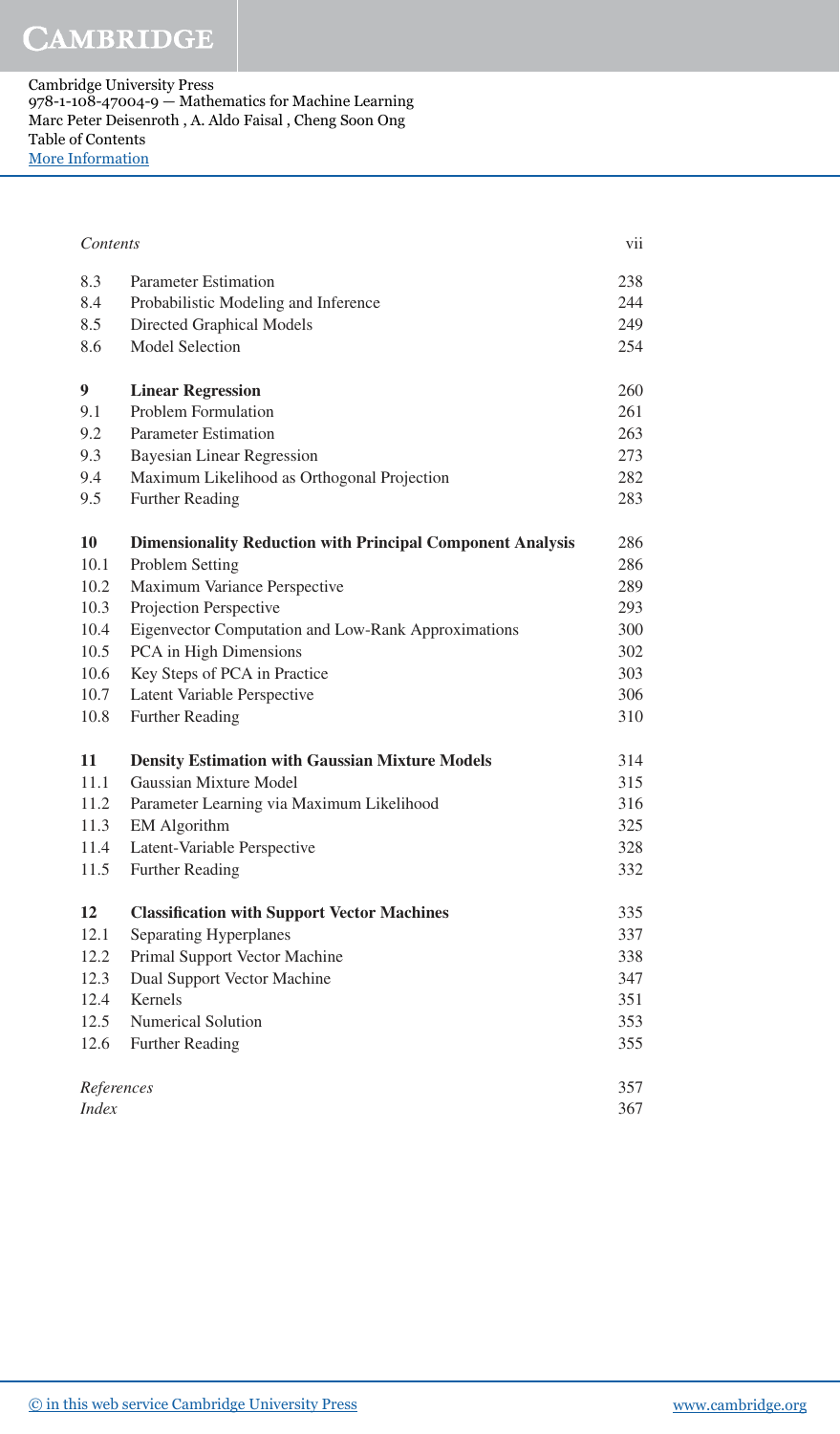| | | |
|---|---|---|
| 8.3 | Parameter Estimation | 238 |
| 8.4 | Probabilistic Modeling and Inference | 244 |
| 8.5 | Directed Graphical Models | 249 |
| 8.6 | Model Selection | 254 |
| **9** | **Linear Regression** | 260 |
| 9.1 | Problem Formulation | 261 |
| 9.2 | Parameter Estimation | 263 |
| 9.3 | Bayesian Linear Regression | 273 |
| 9.4 | Maximum Likelihood as Orthogonal Projection | 282 |
| 9.5 | Further Reading | 283 |
| **10** | **Dimensionality Reduction with Principal Component Analysis** | 286 |
| 10.1 | Problem Setting | 286 |
| 10.2 | Maximum Variance Perspective | 289 |
| 10.3 | Projection Perspective | 293 |
| 10.4 | Eigenvector Computation and Low-Rank Approximations | 300 |
| 10.5 | PCA in High Dimensions | 302 |
| 10.6 | Key Steps of PCA in Practice | 303 |
| 10.7 | Latent Variable Perspective | 306 |
| 10.8 | Further Reading | 310 |
| **11** | **Density Estimation with Gaussian Mixture Models** | 314 |
| 11.1 | Gaussian Mixture Model | 315 |
| 11.2 | Parameter Learning via Maximum Likelihood | 316 |
| 11.3 | EM Algorithm | 325 |
| 11.4 | Latent-Variable Perspective | 328 |
| 11.5 | Further Reading | 332 |
| **12** | **Classification with Support Vector Machines** | 335 |
| 12.1 | Separating Hyperplanes | 337 |
| 12.2 | Primal Support Vector Machine | 338 |
| 12.3 | Dual Support Vector Machine | 347 |
| 12.4 | Kernels | 351 |
| 12.5 | Numerical Solution | 353 |
| 12.6 | Further Reading | 355 |
| *References* | | 357 |
| *Index* | | 367 |